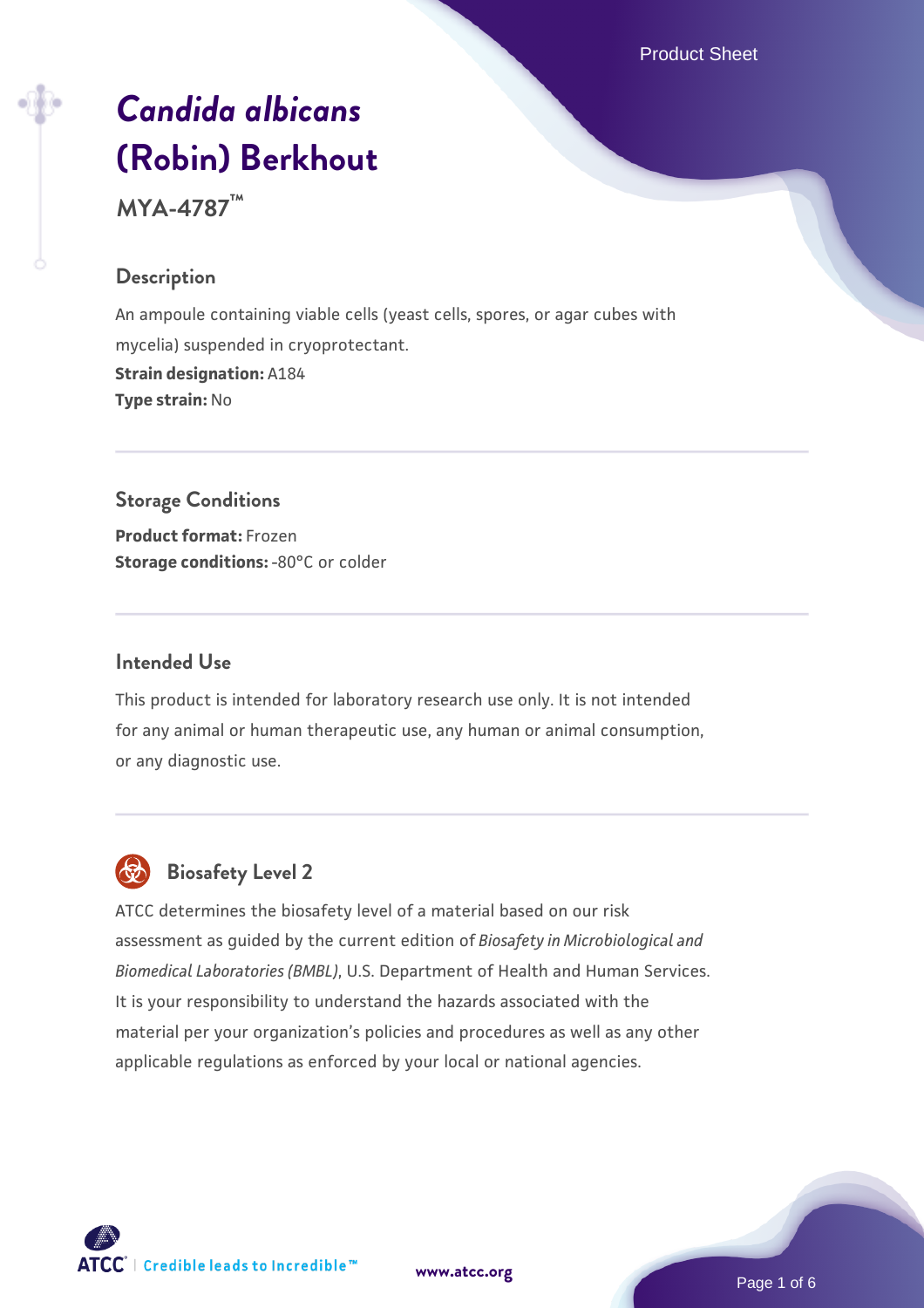# *Candida albicans* (Robin) Berkhout

**MYA-4787™**

## Description

An ampoule containing viable cells (yeast cells, spores, or agar cubes with mycelia) suspended in cryoprotectant.

**Strain designation:** A184

**Type strain:** No

## Storage Conditions

**Product format:** Frozen

**Storage conditions:** -80°C or colder

## Intended Use

This product is intended for laboratory research use only. It is not intended for any animal or human therapeutic use, any human or animal consumption, or any diagnostic use.

## Biosafety Level 2

ATCC determines the biosafety level of a material based on our risk assessment as guided by the current edition of *Biosafety in Microbiological and Biomedical Laboratories (BMBL)*, U.S. Department of Health and Human Services. It is your responsibility to understand the hazards associated with the material per your organization's policies and procedures as well as any other applicable regulations as enforced by your local or national agencies.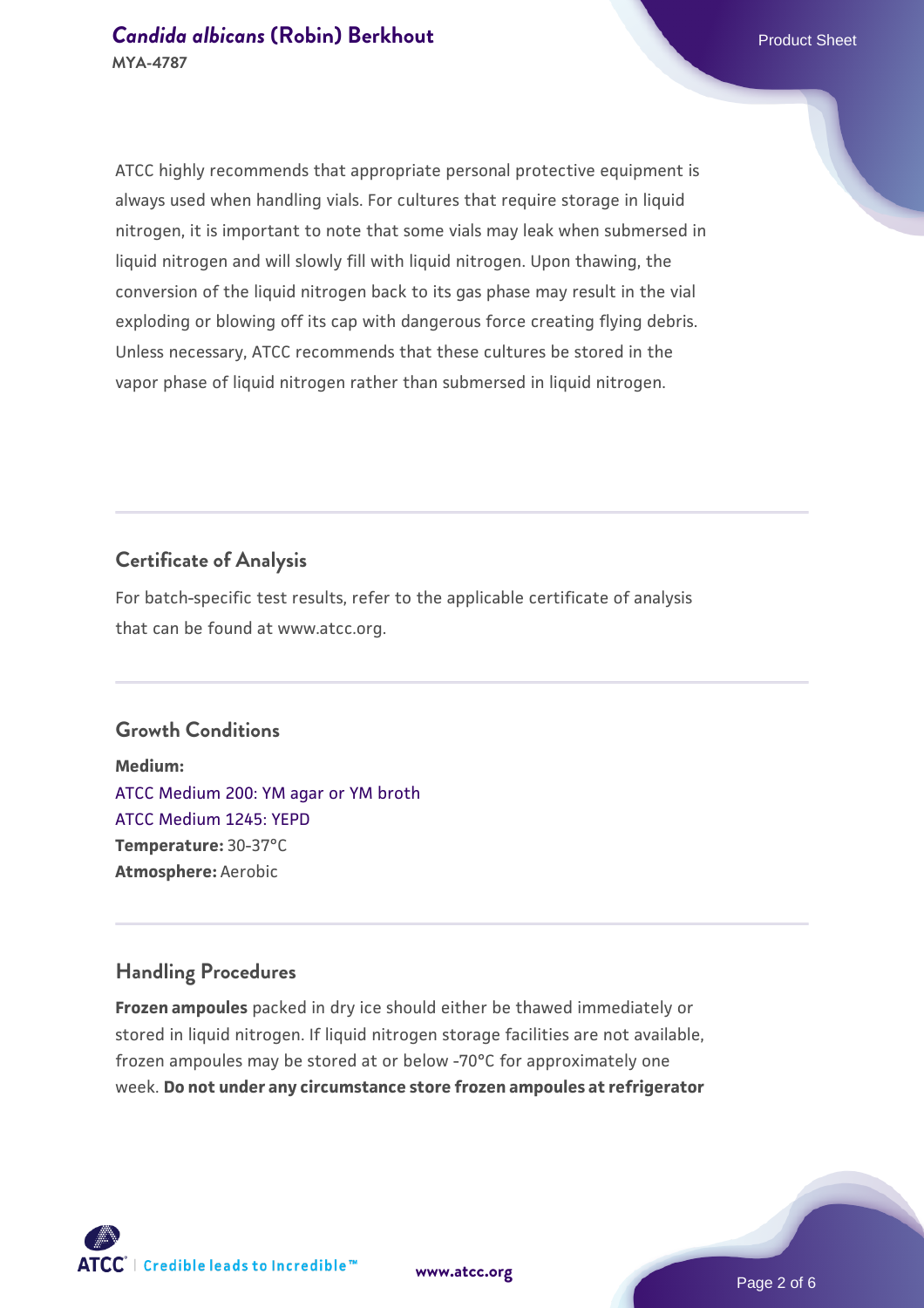ATCC highly recommends that appropriate personal protective equipment is always used when handling vials. For cultures that require storage in liquid nitrogen, it is important to note that some vials may leak when submersed in liquid nitrogen and will slowly fill with liquid nitrogen. Upon thawing, the conversion of the liquid nitrogen back to its gas phase may result in the vial exploding or blowing off its cap with dangerous force creating flying debris. Unless necessary, ATCC recommends that these cultures be stored in the vapor phase of liquid nitrogen rather than submersed in liquid nitrogen.

## Certificate of Analysis

For batch-specific test results, refer to the applicable certificate of analysis that can be found at www.atcc.org.

## Growth Conditions

**Medium:**
ATCC Medium 200: YM agar or YM broth
ATCC Medium 1245: YEPD
**Temperature:** 30-37°C
**Atmosphere:** Aerobic

## Handling Procedures

**Frozen ampoules** packed in dry ice should either be thawed immediately or stored in liquid nitrogen. If liquid nitrogen storage facilities are not available, frozen ampoules may be stored at or below -70°C for approximately one week. **Do not under any circumstance store frozen ampoules at refrigerator**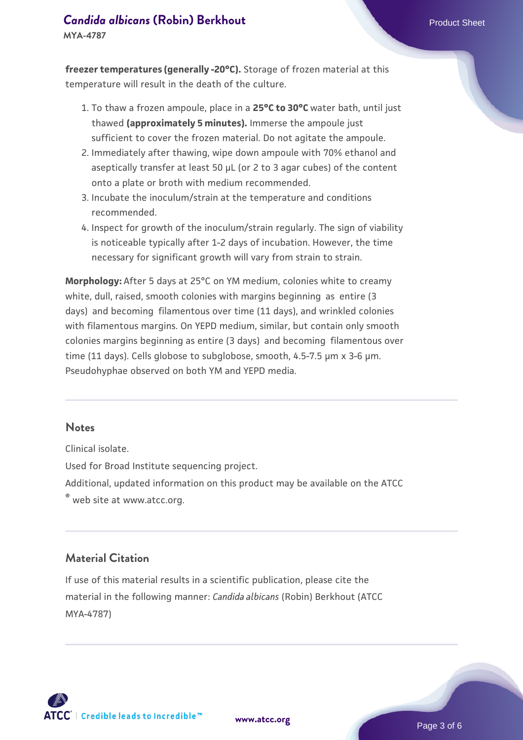**freezer temperatures (generally -20°C).** Storage of frozen material at this temperature will result in the death of the culture.

1. To thaw a frozen ampoule, place in a **25°C to 30°C** water bath, until just thawed **(approximately 5 minutes).** Immerse the ampoule just sufficient to cover the frozen material. Do not agitate the ampoule.
2. Immediately after thawing, wipe down ampoule with 70% ethanol and aseptically transfer at least 50 µL (or 2 to 3 agar cubes) of the content onto a plate or broth with medium recommended.
3. Incubate the inoculum/strain at the temperature and conditions recommended.
4. Inspect for growth of the inoculum/strain regularly. The sign of viability is noticeable typically after 1-2 days of incubation. However, the time necessary for significant growth will vary from strain to strain.

**Morphology:** After 5 days at 25°C on YM medium, colonies white to creamy white, dull, raised, smooth colonies with margins beginning as entire (3 days) and becoming filamentous over time (11 days), and wrinkled colonies with filamentous margins. On YEPD medium, similar, but contain only smooth colonies margins beginning as entire (3 days) and becoming filamentous over time (11 days). Cells globose to subglobose, smooth, 4.5-7.5 µm x 3-6 µm. Pseudohyphae observed on both YM and YEPD media.

## Notes

Clinical isolate.

Used for Broad Institute sequencing project.

Additional, updated information on this product may be available on the ATCC® web site at www.atcc.org.

## Material Citation

If use of this material results in a scientific publication, please cite the material in the following manner: *Candida albicans* (Robin) Berkhout (ATCC MYA-4787)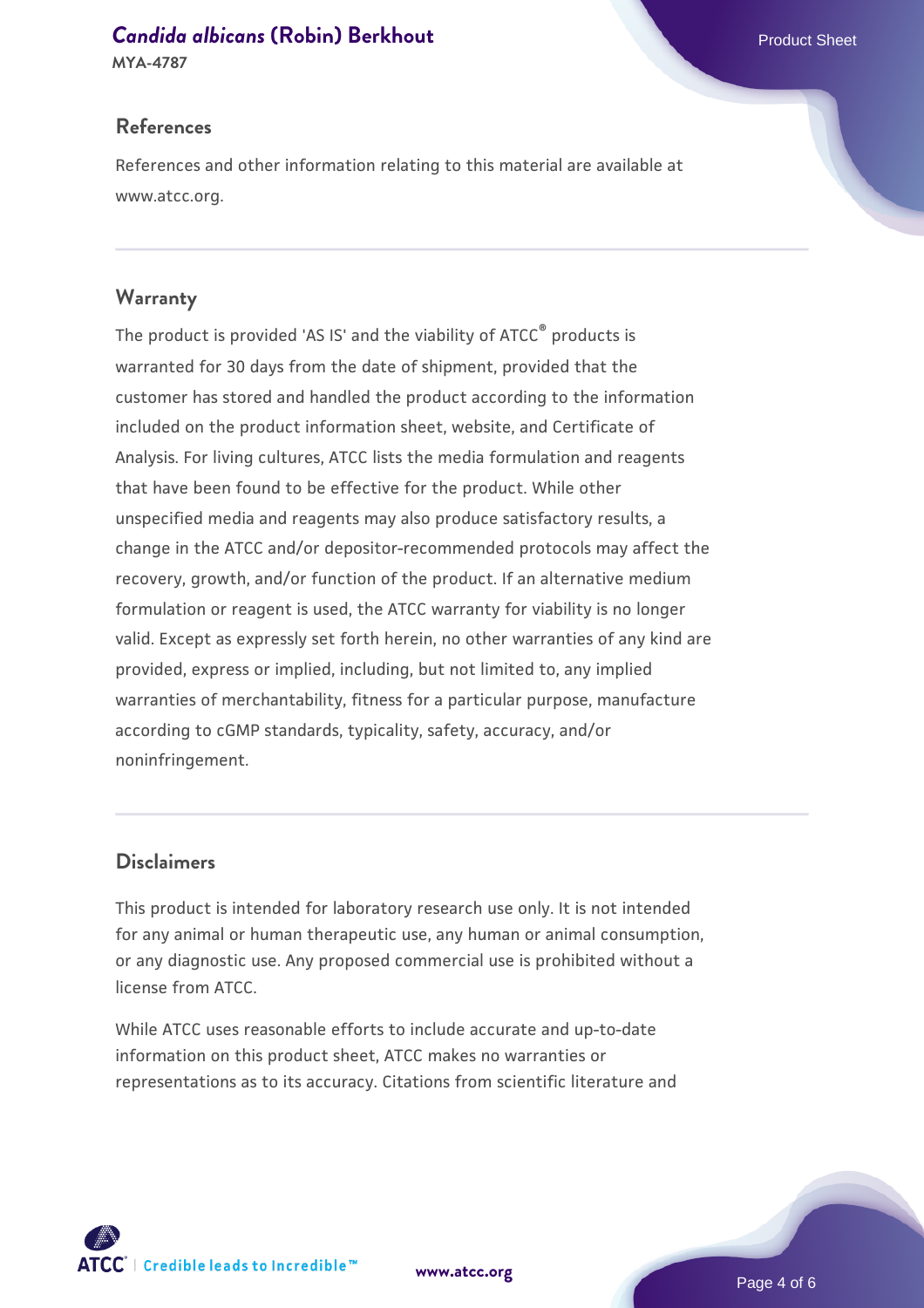## References

References and other information relating to this material are available at www.atcc.org.

## Warranty

The product is provided 'AS IS' and the viability of ATCC® products is warranted for 30 days from the date of shipment, provided that the customer has stored and handled the product according to the information included on the product information sheet, website, and Certificate of Analysis. For living cultures, ATCC lists the media formulation and reagents that have been found to be effective for the product. While other unspecified media and reagents may also produce satisfactory results, a change in the ATCC and/or depositor-recommended protocols may affect the recovery, growth, and/or function of the product. If an alternative medium formulation or reagent is used, the ATCC warranty for viability is no longer valid. Except as expressly set forth herein, no other warranties of any kind are provided, express or implied, including, but not limited to, any implied warranties of merchantability, fitness for a particular purpose, manufacture according to cGMP standards, typicality, safety, accuracy, and/or noninfringement.

## Disclaimers

This product is intended for laboratory research use only. It is not intended for any animal or human therapeutic use, any human or animal consumption, or any diagnostic use. Any proposed commercial use is prohibited without a license from ATCC.

While ATCC uses reasonable efforts to include accurate and up-to-date information on this product sheet, ATCC makes no warranties or representations as to its accuracy. Citations from scientific literature and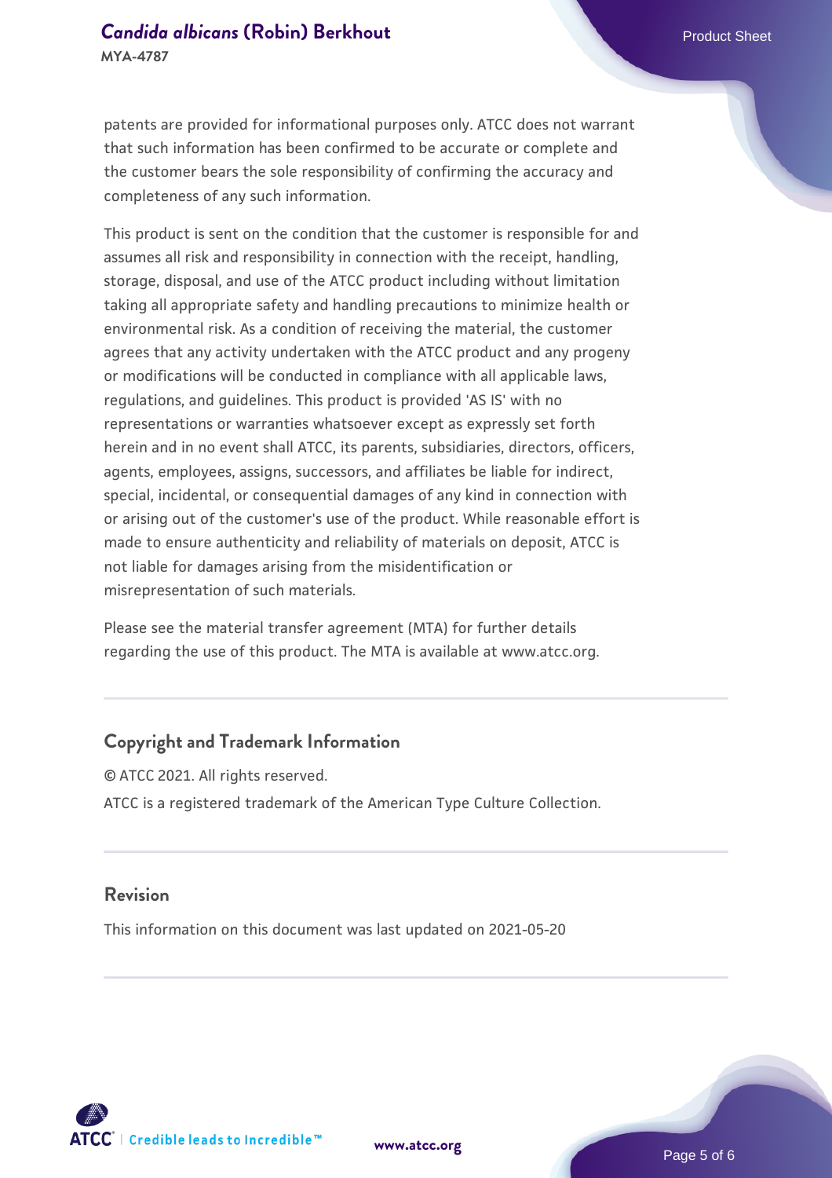patents are provided for informational purposes only. ATCC does not warrant that such information has been confirmed to be accurate or complete and the customer bears the sole responsibility of confirming the accuracy and completeness of any such information.

This product is sent on the condition that the customer is responsible for and assumes all risk and responsibility in connection with the receipt, handling, storage, disposal, and use of the ATCC product including without limitation taking all appropriate safety and handling precautions to minimize health or environmental risk. As a condition of receiving the material, the customer agrees that any activity undertaken with the ATCC product and any progeny or modifications will be conducted in compliance with all applicable laws, regulations, and guidelines. This product is provided 'AS IS' with no representations or warranties whatsoever except as expressly set forth herein and in no event shall ATCC, its parents, subsidiaries, directors, officers, agents, employees, assigns, successors, and affiliates be liable for indirect, special, incidental, or consequential damages of any kind in connection with or arising out of the customer's use of the product. While reasonable effort is made to ensure authenticity and reliability of materials on deposit, ATCC is not liable for damages arising from the misidentification or misrepresentation of such materials.

Please see the material transfer agreement (MTA) for further details regarding the use of this product. The MTA is available at www.atcc.org.

## Copyright and Trademark Information

© ATCC 2021. All rights reserved.

ATCC is a registered trademark of the American Type Culture Collection.

## Revision

This information on this document was last updated on 2021-05-20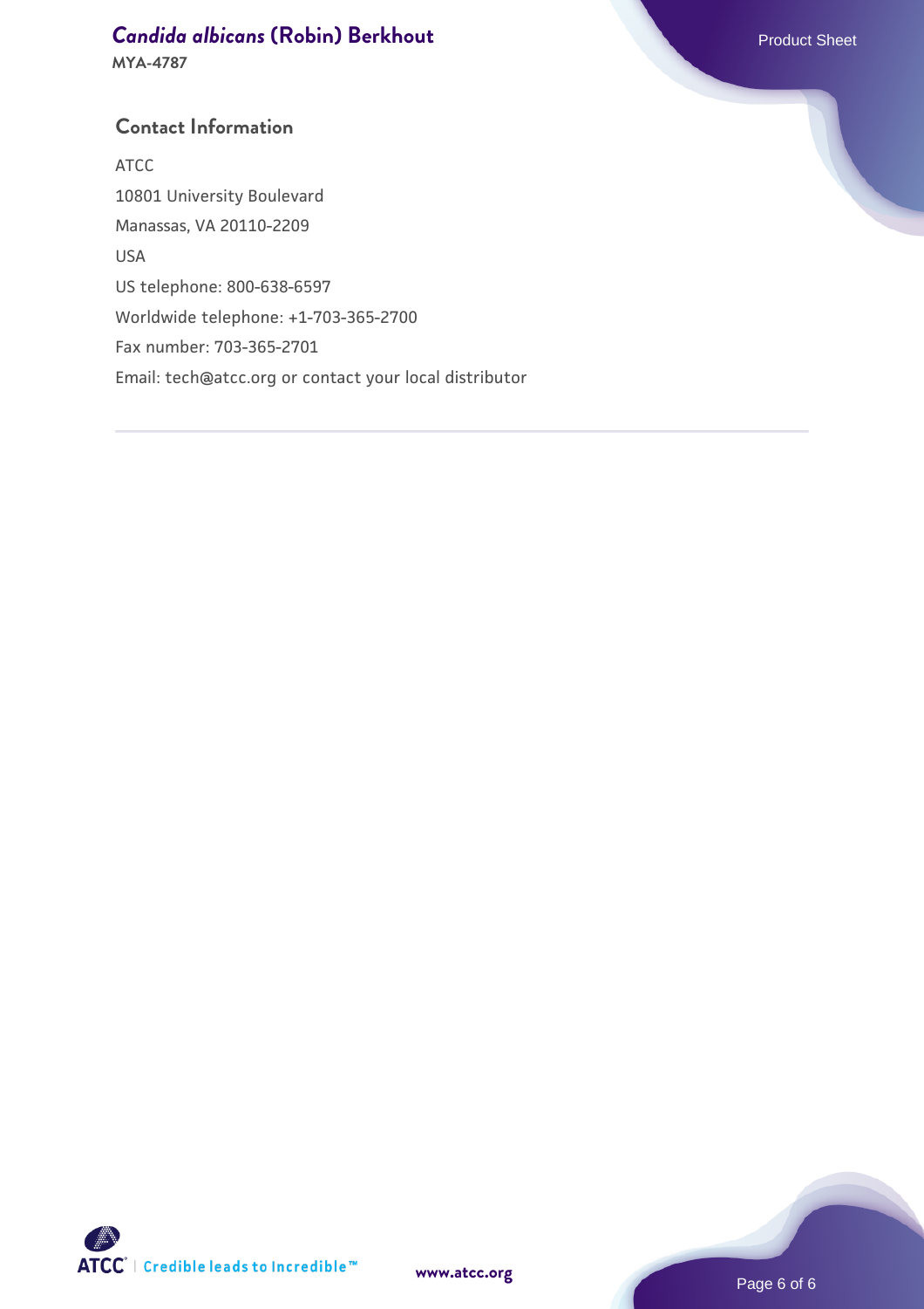## Contact Information

ATCC

10801 University Boulevard

Manassas, VA 20110-2209

USA

US telephone: 800-638-6597

Worldwide telephone: +1-703-365-2700

Fax number: 703-365-2701

Email: tech@atcc.org or contact your local distributor